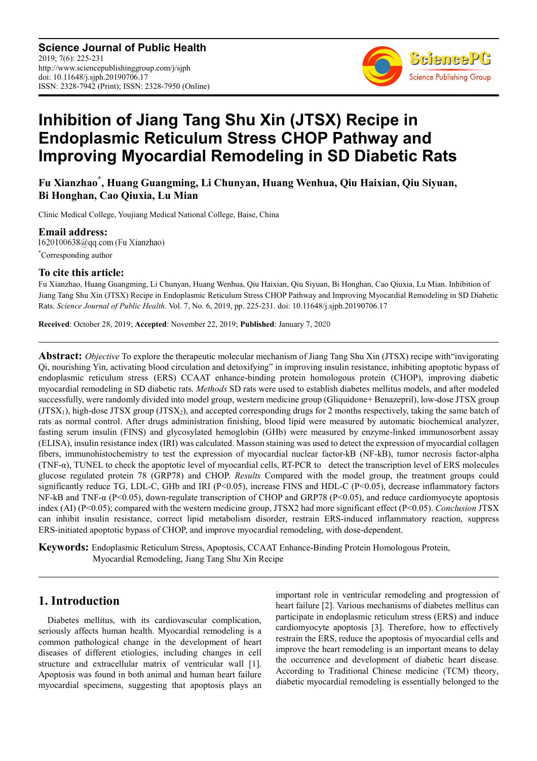# Inhibition of Jiang Tang Shu Xin (JTSX) Recipe in Endoplasmic Reticulum Stress CHOP Pathway and Improving Myocardial Remodeling in SD Diabetic Rats

**Fu Xianzhao*, Huang Guangming, Li Chunyan, Huang Wenhua, Qiu Haixian, Qiu Siyuan, Bi Honghan, Cao Qiuxia, Lu Mian**

Clinic Medical College, Youjiang Medical National College, Baise, China

**Email address:**

1620100638@qq.com (Fu Xianzhao)

*Corresponding author

**To cite this article:**

Fu Xianzhao, Huang Guangming, Li Chunyan, Huang Wenhua, Qiu Haixian, Qiu Siyuan, Bi Honghan, Cao Qiuxia, Lu Mian. Inhibition of Jiang Tang Shu Xin (JTSX) Recipe in Endoplasmic Reticulum Stress CHOP Pathway and Improving Myocardial Remodeling in SD Diabetic Rats. *Science Journal of Public Health*. Vol. 7, No. 6, 2019, pp. 225-231. doi: 10.11648/j.sjph.20190706.17

**Received**: October 28, 2019; **Accepted**: November 22, 2019; **Published**: January 7, 2020

---

**Abstract:** *Objective* To explore the therapeutic molecular mechanism of Jiang Tang Shu Xin (JTSX) recipe with"invigorating Qi, nourishing Yin, activating blood circulation and detoxifying" in improving insulin resistance, inhibiting apoptotic bypass of endoplasmic reticulum stress (ERS) CCAAT enhance-binding protein homologous protein (CHOP), improving diabetic myocardial remodeling in SD diabetic rats. *Methods* SD rats were used to establish diabetes mellitus models, and after modeled successfully, were randomly divided into model group, western medicine group (Gliquidone+ Benazepril), low-dose JTSX group ($JTSX_1$), high-dose JTSX group ($JTSX_2$), and accepted corresponding drugs for 2 months respectively, taking the same batch of rats as normal control. After drugs administration finishing, blood lipid were measured by automatic biochemical analyzer, fasting serum insulin (FINS) and glycosylated hemoglobin (GHb) were measured by enzyme-linked immunosorbent assay (ELISA), insulin resistance index (IRI) was calculated. Masson staining was used to detect the expression of myocardial collagen fibers, immunohistochemistry to test the expression of myocardial nuclear factor-kB (NF-kB), tumor necrosis factor-alpha (TNF-α), TUNEL to check the apoptotic level of myocardial cells, RT-PCR to detect the transcription level of ERS molecules glucose regulated protein 78 (GRP78) and CHOP. *Results* Compared with the model group, the treatment groups could significantly reduce TG, LDL-C, GHb and IRI ($P<0.05$), increase FINS and HDL-C ($P<0.05$), decrease inflammatory factors NF-kB and TNF-α ($P<0.05$), down-regulate transcription of CHOP and GRP78 ($P<0.05$), and reduce cardiomyocyte apoptosis index (AI) ($P<0.05$); compared with the western medicine group, JTSX2 had more significant effect ($P<0.05$). *Conclusion* JTSX can inhibit insulin resistance, correct lipid metabolism disorder, restrain ERS-induced inflammatory reaction, suppress ERS-initiated apoptotic bypass of CHOP, and improve myocardial remodeling, with dose-dependent.

**Keywords:** Endoplasmic Reticulum Stress, Apoptosis, CCAAT Enhance-Binding Protein Homologous Protein, Myocardial Remodeling, Jiang Tang Shu Xin Recipe

---

## 1. Introduction

Diabetes mellitus, with its cardiovascular complication, seriously affects human health. Myocardial remodeling is a common pathological change in the development of heart diseases of different etiologies, including changes in cell structure and extracellular matrix of ventricular wall [1]. Apoptosis was found in both animal and human heart failure myocardial specimens, suggesting that apoptosis plays an important role in ventricular remodeling and progression of heart failure [2]. Various mechanisms of diabetes mellitus can participate in endoplasmic reticulum stress (ERS) and induce cardiomyocyte apoptosis [3]. Therefore, how to effectively restrain the ERS, reduce the apoptosis of myocardial cells and improve the heart remodeling is an important means to delay the occurrence and development of diabetic heart disease. According to Traditional Chinese medicine (TCM) theory, diabetic myocardial remodeling is essentially belonged to the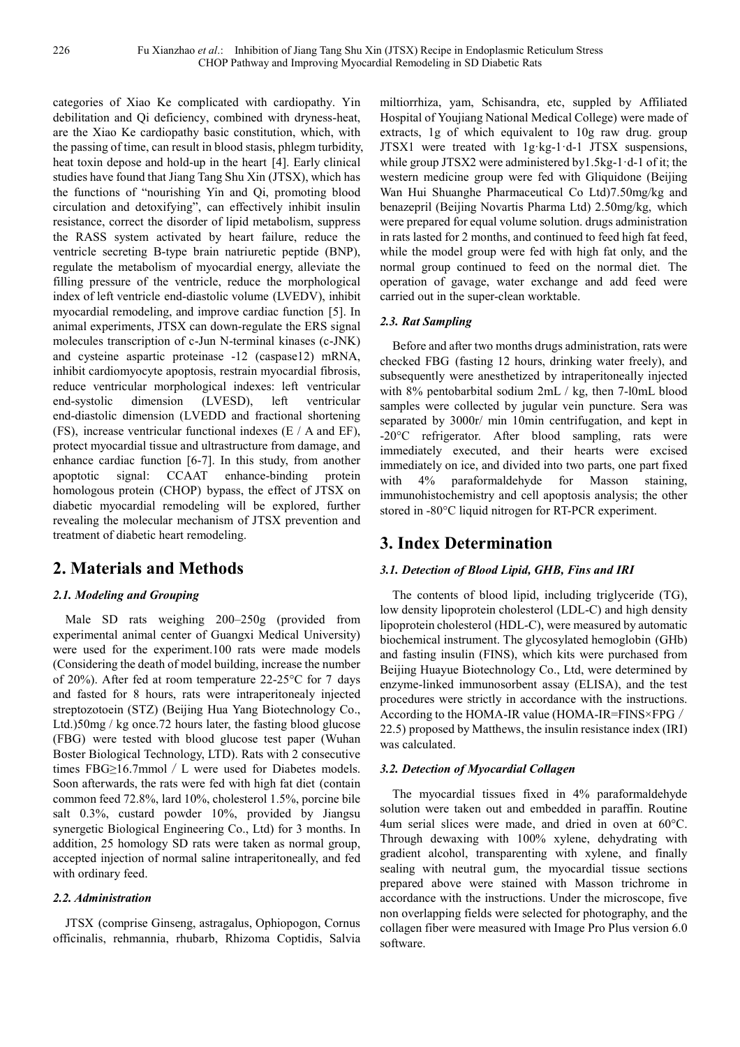categories of Xiao Ke complicated with cardiopathy. Yin debilitation and Qi deficiency, combined with dryness-heat, are the Xiao Ke cardiopathy basic constitution, which, with the passing of time, can result in blood stasis, phlegm turbidity, heat toxin depose and hold-up in the heart [4]. Early clinical studies have found that Jiang Tang Shu Xin (JTSX), which has the functions of "nourishing Yin and Qi, promoting blood circulation and detoxifying", can effectively inhibit insulin resistance, correct the disorder of lipid metabolism, suppress the RASS system activated by heart failure, reduce the ventricle secreting B-type brain natriuretic peptide (BNP), regulate the metabolism of myocardial energy, alleviate the filling pressure of the ventricle, reduce the morphological index of left ventricle end-diastolic volume (LVEDV), inhibit myocardial remodeling, and improve cardiac function [5]. In animal experiments, JTSX can down-regulate the ERS signal molecules transcription of c-Jun N-terminal kinases (c-JNK) and cysteine aspartic proteinase -12 (caspase12) mRNA, inhibit cardiomyocyte apoptosis, restrain myocardial fibrosis, reduce ventricular morphological indexes: left ventricular end-systolic dimension (LVESD), left ventricular end-diastolic dimension (LVEDD and fractional shortening (FS), increase ventricular functional indexes (E / A and EF), protect myocardial tissue and ultrastructure from damage, and enhance cardiac function [6-7]. In this study, from another apoptotic signal: CCAAT enhance-binding protein homologous protein (CHOP) bypass, the effect of JTSX on diabetic myocardial remodeling will be explored, further revealing the molecular mechanism of JTSX prevention and treatment of diabetic heart remodeling.

## 2. Materials and Methods

### 2.1. Modeling and Grouping

Male SD rats weighing 200–250g (provided from experimental animal center of Guangxi Medical University) were used for the experiment.100 rats were made models (Considering the death of model building, increase the number of 20%). After fed at room temperature 22-25°C for 7 days and fasted for 8 hours, rats were intraperitonealy injected streptozotoein (STZ) (Beijing Hua Yang Biotechnology Co., Ltd.)50mg / kg once.72 hours later, the fasting blood glucose (FBG) were tested with blood glucose test paper (Wuhan Boster Biological Technology, LTD). Rats with 2 consecutive times FBG≥16.7mmol / L were used for Diabetes models. Soon afterwards, the rats were fed with high fat diet (contain common feed 72.8%, lard 10%, cholesterol 1.5%, porcine bile salt 0.3%, custard powder 10%, provided by Jiangsu synergetic Biological Engineering Co., Ltd) for 3 months. In addition, 25 homology SD rats were taken as normal group, accepted injection of normal saline intraperitoneally, and fed with ordinary feed.

### 2.2. Administration

JTSX (comprise Ginseng, astragalus, Ophiopogon, Cornus officinalis, rehmannia, rhubarb, Rhizoma Coptidis, Salvia miltiorrhiza, yam, Schisandra, etc, suppled by Affiliated Hospital of Youjiang National Medical College) were made of extracts, 1g of which equivalent to 10g raw drug. group JTSX1 were treated with 1g·kg-1·d-1 JTSX suspensions, while group JTSX2 were administered by1.5kg-1·d-1 of it; the western medicine group were fed with Gliquidone (Beijing Wan Hui Shuanghe Pharmaceutical Co Ltd)7.50mg/kg and benazepril (Beijing Novartis Pharma Ltd) 2.50mg/kg, which were prepared for equal volume solution. drugs administration in rats lasted for 2 months, and continued to feed high fat feed, while the model group were fed with high fat only, and the normal group continued to feed on the normal diet. The operation of gavage, water exchange and add feed were carried out in the super-clean worktable.

### 2.3. Rat Sampling

Before and after two months drugs administration, rats were checked FBG (fasting 12 hours, drinking water freely), and subsequently were anesthetized by intraperitoneally injected with 8% pentobarbital sodium 2mL / kg, then 7-l0mL blood samples were collected by jugular vein puncture. Sera was separated by 3000r/ min 10min centrifugation, and kept in -20°C refrigerator. After blood sampling, rats were immediately executed, and their hearts were excised immediately on ice, and divided into two parts, one part fixed with 4% paraformaldehyde for Masson staining, immunohistochemistry and cell apoptosis analysis; the other stored in -80°C liquid nitrogen for RT-PCR experiment.

## 3. Index Determination

### 3.1. Detection of Blood Lipid, GHB, Fins and IRI

The contents of blood lipid, including triglyceride (TG), low density lipoprotein cholesterol (LDL-C) and high density lipoprotein cholesterol (HDL-C), were measured by automatic biochemical instrument. The glycosylated hemoglobin (GHb) and fasting insulin (FINS), which kits were purchased from Beijing Huayue Biotechnology Co., Ltd, were determined by enzyme-linked immunosorbent assay (ELISA), and the test procedures were strictly in accordance with the instructions. According to the HOMA-IR value (HOMA-IR=FINS×FPG / 22.5) proposed by Matthews, the insulin resistance index (IRI) was calculated.

### 3.2. Detection of Myocardial Collagen

The myocardial tissues fixed in 4% paraformaldehyde solution were taken out and embedded in paraffin. Routine 4um serial slices were made, and dried in oven at 60°C. Through dewaxing with 100% xylene, dehydrating with gradient alcohol, transparenting with xylene, and finally sealing with neutral gum, the myocardial tissue sections prepared above were stained with Masson trichrome in accordance with the instructions. Under the microscope, five non overlapping fields were selected for photography, and the collagen fiber were measured with Image Pro Plus version 6.0 software.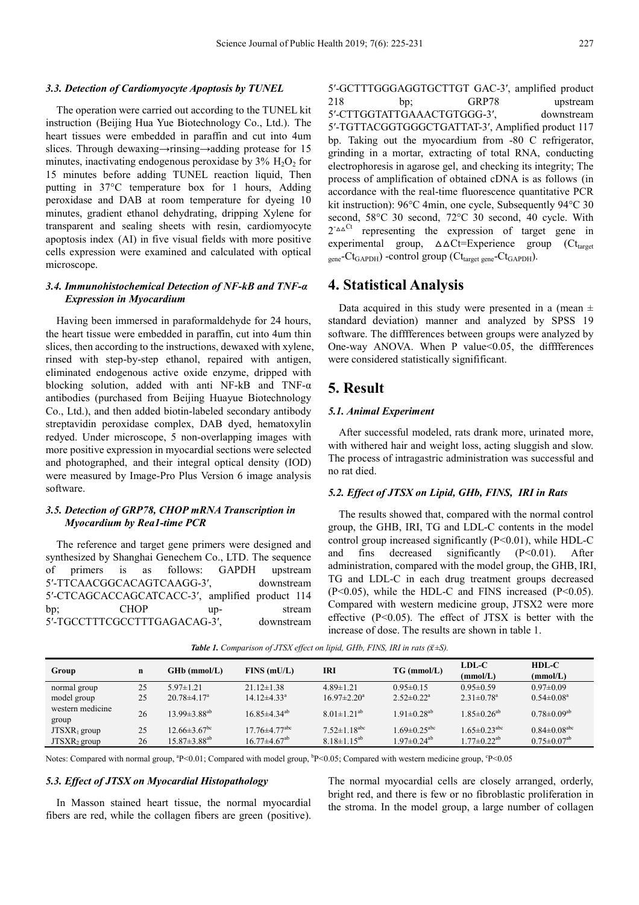### 3.3. Detection of Cardiomyocyte Apoptosis by TUNEL

The operation were carried out according to the TUNEL kit instruction (Beijing Hua Yue Biotechnology Co., Ltd.). The heart tissues were embedded in paraffin and cut into 4um slices. Through dewaxing→rinsing→adding protease for 15 minutes, inactivating endogenous peroxidase by 3% $H_2O_2$ for 15 minutes before adding TUNEL reaction liquid, Then putting in 37°C temperature box for 1 hours, Adding peroxidase and DAB at room temperature for dyeing 10 minutes, gradient ethanol dehydrating, dripping Xylene for transparent and sealing sheets with resin, cardiomyocyte apoptosis index (AI) in five visual fields with more positive cells expression were examined and calculated with optical microscope.

### 3.4. Immunohistochemical Detection of NF-kB and TNF-α Expression in Myocardium

Having been immersed in paraformaldehyde for 24 hours, the heart tissue were embedded in paraffin, cut into 4um thin slices, then according to the instructions, dewaxed with xylene, rinsed with step-by-step ethanol, repaired with antigen, eliminated endogenous active oxide enzyme, dripped with blocking solution, added with anti NF-kB and TNF-α antibodies (purchased from Beijing Huayue Biotechnology Co., Ltd.), and then added biotin-labeled secondary antibody streptavidin peroxidase complex, DAB dyed, hematoxylin redyed. Under microscope, 5 non-overlapping images with more positive expression in myocardial sections were selected and photographed, and their integral optical density (IOD) were measured by Image-Pro Plus Version 6 image analysis software.

### 3.5. Detection of GRP78, CHOP mRNA Transcription in Myocardium by Rea1-time PCR

The reference and target gene primers were designed and synthesized by Shanghai Genechem Co., LTD. The sequence of primers is as follows: GAPDH upstream 5′-TTCAACGGCACAGTCAAGG-3′, downstream 5′-CTCAGCACCAGCATCACC-3′, amplified product 114 bp; CHOP up- stream 5′-TGCCTTTCGCCTTTGAGACAG-3′, downstream 5′-GCTTTGGGAGGTGCTTGT GAC-3′, amplified product 218 bp; GRP78 upstream 5′-CTTGGTATTGAAACTGTGGG-3′, downstream 5′-TGTTACGGTGGGCTGATTAT-3′, Amplified product 117 bp. Taking out the myocardium from -80 C refrigerator, grinding in a mortar, extracting of total RNA, conducting electrophoresis in agarose gel, and checking its integrity; The process of amplification of obtained cDNA is as follows (in accordance with the real-time fluorescence quantitative PCR kit instruction): 96°C 4min, one cycle, Subsequently 94°C 30 second, 58°C 30 second, 72°C 30 second, 40 cycle. With $2^{-\Delta\Delta Ct}$ representing the expression of target gene in experimental group, $\Delta\Delta$Ct=Experience group ($Ct_{target\ gene}$-$Ct_{GAPDH}$) -control group ($Ct_{target\ gene}$-$Ct_{GAPDH}$).

## 4. Statistical Analysis

Data acquired in this study were presented in a (mean ± standard deviation) manner and analyzed by SPSS 19 software. The difffferences between groups were analyzed by One-way ANOVA. When P value<0.05, the difffferences were considered statistically signifificant.

## 5. Result

### 5.1. Animal Experiment

After successful modeled, rats drank more, urinated more, with withered hair and weight loss, acting sluggish and slow. The process of intragastric administration was successful and no rat died.

### 5.2. Effect of JTSX on Lipid, GHb, FINS, IRI in Rats

The results showed that, compared with the normal control group, the GHB, IRI, TG and LDL-C contents in the model control group increased significantly (P<0.01), while HDL-C and fins decreased significantly (P<0.01). After administration, compared with the model group, the GHB, IRI, TG and LDL-C in each drug treatment groups decreased (P<0.05), while the HDL-C and FINS increased (P<0.05). Compared with western medicine group, JTSX2 were more effective (P<0.05). The effect of JTSX is better with the increase of dose. The results are shown in table 1.

***Table 1.*** *Comparison of JTSX effect on lipid, GHb, FINS, IRI in rats ($\bar{x}\pm S$).*

| Group | n | GHb (mmol/L) | FINS (mU/L) | IRI | TG (mmol/L) | LDL-C (mmol/L) | HDL-C (mmol/L) |
|---|---|---|---|---|---|---|---|
| normal group | 25 | 5.97±1.21 | 21.12±1.38 | 4.89±1.21 | 0.95±0.15 | 0.95±0.59 | 0.97±0.09 |
| model group | 25 | 20.78±4.17[a] | 14.12±4.33[a] | 16.97±2.20[a] | 2.52±0.22[a] | 2.31±0.78[a] | 0.54±0.08[a] |
| western medicine group | 26 | 13.99±3.88[ab] | 16.85±4.34[ab] | 8.01±1.21[ab] | 1.91±0.28[ab] | 1.85±0.26[ab] | 0.78±0.09[ab] |
| $JTSXR_1$ group | 25 | 12.66±3.67[bc] | 17.76±4.77[abc] | 7.52±1.18[abc] | 1.69±0.25[abc] | 1.65±0.23[abc] | 0.84±0.08[abc] |
| $JTSXR_2$ group | 26 | 15.87±3.88[ab] | 16.77±4.67[ab] | 8.18±1.15[ab] | 1.97±0.24[ab] | 1.77±0.22[ab] | 0.75±0.07[ab] |

Notes: Compared with normal group, [a]P<0.01; Compared with model group, [b]P<0.05; Compared with western medicine group, [c]P<0.05

### 5.3. Effect of JTSX on Myocardial Histopathology

In Masson stained heart tissue, the normal myocardial fibers are red, while the collagen fibers are green (positive). The normal myocardial cells are closely arranged, orderly, bright red, and there is few or no fibroblastic proliferation in the stroma. In the model group, a large number of collagen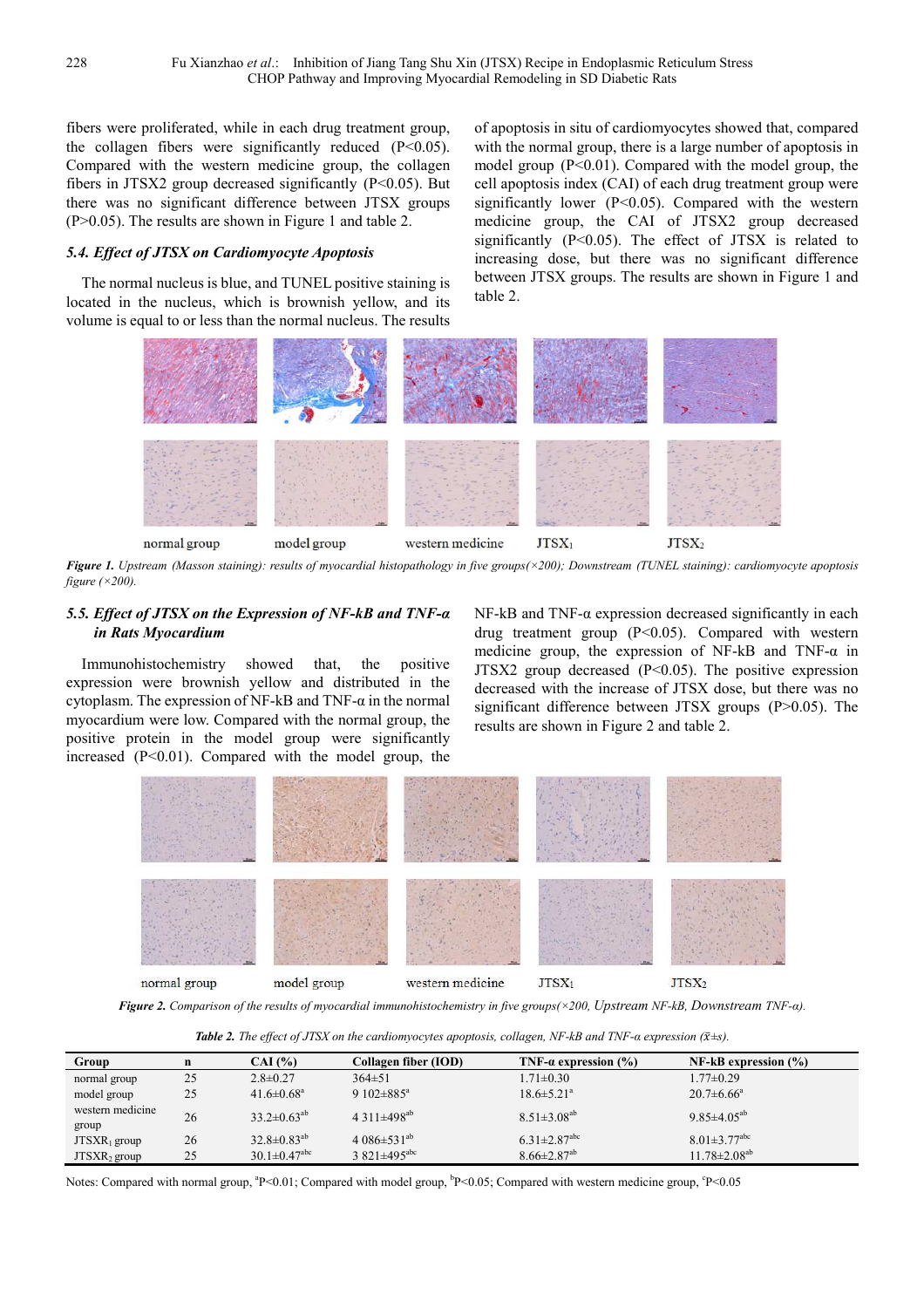fibers were proliferated, while in each drug treatment group, the collagen fibers were significantly reduced (P<0.05). Compared with the western medicine group, the collagen fibers in JTSX2 group decreased significantly (P<0.05). But there was no significant difference between JTSX groups (P>0.05). The results are shown in Figure 1 and table 2.

### 5.4. Effect of JTSX on Cardiomyocyte Apoptosis

The normal nucleus is blue, and TUNEL positive staining is located in the nucleus, which is brownish yellow, and its volume is equal to or less than the normal nucleus. The results of apoptosis in situ of cardiomyocytes showed that, compared with the normal group, there is a large number of apoptosis in model group (P<0.01). Compared with the model group, the cell apoptosis index (CAI) of each drug treatment group were significantly lower (P<0.05). Compared with the western medicine group, the CAI of JTSX2 group decreased significantly (P<0.05). The effect of JTSX is related to increasing dose, but there was no significant difference between JTSX groups. The results are shown in Figure 1 and table 2.

normal group model group western medicine $JTSX_1$ $JTSX_2$

*Figure 1. Upstream (Masson staining): results of myocardial histopathology in five groups(×200); Downstream (TUNEL staining): cardiomyocyte apoptosis figure (×200).*

### 5.5. Effect of JTSX on the Expression of NF-kB and TNF-α in Rats Myocardium

Immunohistochemistry showed that, the positive expression were brownish yellow and distributed in the cytoplasm. The expression of NF-kB and TNF-α in the normal myocardium were low. Compared with the normal group, the positive protein in the model group were significantly increased (P<0.01). Compared with the model group, the NF-kB and TNF-α expression decreased significantly in each drug treatment group (P<0.05). Compared with western medicine group, the expression of NF-kB and TNF-α in JTSX2 group decreased (P<0.05). The positive expression decreased with the increase of JTSX dose, but there was no significant difference between JTSX groups (P>0.05). The results are shown in Figure 2 and table 2.

normal group model group western medicine $JTSX_1$ $JTSX_2$

*Figure 2. Comparison of the results of myocardial immunohistochemistry in five groups(×200, Upstream NF-kB, Downstream TNF-α).*

*Table 2. The effect of JTSX on the cardiomyocytes apoptosis, collagen, NF-kB and TNF-α expression ($\bar{x}$±s).*

| Group | n | CAI (%) | Collagen fiber (IOD) | TNF-α expression (%) | NF-kB expression (%) |
|---|---|---|---|---|---|
| normal group | 25 | 2.8±0.27 | 364±51 | 1.71±0.30 | 1.77±0.29 |
| model group | 25 | 41.6±0.68[a] | 9 102±885[a] | 18.6±5.21[a] | 20.7±6.66[a] |
| western medicine group | 26 | 33.2±0.63[ab] | 4 311±498[ab] | 8.51±3.08[ab] | 9.85±4.05[ab] |
| $JTSXR_1$ group | 26 | 32.8±0.83[ab] | 4 086±531[ab] | 6.31±2.87[abc] | 8.01±3.77[abc] |
| $JTSXR_2$ group | 25 | 30.1±0.47[abc] | 3 821±495[abc] | 8.66±2.87[ab] | 11.78±2.08[ab] |

Notes: Compared with normal group, [a]P<0.01; Compared with model group, [b]P<0.05; Compared with western medicine group, [c]P<0.05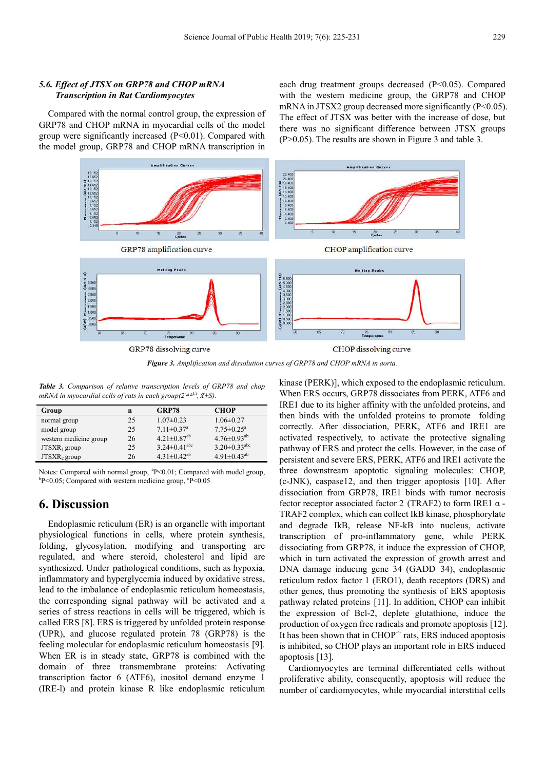### 5.6. Effect of JTSX on GRP78 and CHOP mRNA Transcription in Rat Cardiomyocytes

Compared with the normal control group, the expression of GRP78 and CHOP mRNA in myocardial cells of the model group were significantly increased (P<0.01). Compared with the model group, GRP78 and CHOP mRNA transcription in each drug treatment groups decreased (P<0.05). Compared with the western medicine group, the GRP78 and CHOP mRNA in JTSX2 group decreased more significantly (P<0.05). The effect of JTSX was better with the increase of dose, but there was no significant difference between JTSX groups (P>0.05). The results are shown in Figure 3 and table 3.

Amplification Curves

GRP78 amplification curve

Amplification Curves

CHOP amplification curve

Melting Peaks

GRP78 dissolving curve

Melting Peaks

CHOP dissolving curve

***Figure 3.*** *Amplification and dissolution curves of GRP78 and CHOP mRNA in aorta.*

***Table 3.*** *Comparison of relative transcription levels of GRP78 and chop mRNA in myocardial cells of rats in each group($2^{-\Delta\Delta Ct}$, $\bar{x}\pm S$).*

| Group | n | GRP78 | CHOP |
|---|---|---|---|
| normal group | 25 | 1.07±0.23 | 1.06±0.27 |
| model group | 25 | 7.11±0.37[a] | 7.75±0.25[a] |
| western medicine group | 26 | 4.21±0.87[ab] | 4.76±0.93[ab] |
| $JTSXR_1$ group | 25 | 3.24±0.41[abc] | 3.20±0.33[abc] |
| $JTSXR_2$ group | 26 | 4.31±0.42[ab] | 4.91±0.43[ab] |

Notes: Compared with normal group, [a]P<0.01; Compared with model group, [b]P<0.05; Compared with western medicine group, [c]P<0.05

## 6. Discussion

Endoplasmic reticulum (ER) is an organelle with important physiological functions in cells, where protein synthesis, folding, glycosylation, modifying and transporting are regulated, and where steroid, cholesterol and lipid are synthesized. Under pathological conditions, such as hypoxia, inflammatory and hyperglycemia induced by oxidative stress, lead to the imbalance of endoplasmic reticulum homeostasis, the corresponding signal pathway will be activated and a series of stress reactions in cells will be triggered, which is called ERS [8]. ERS is triggered by unfolded protein response (UPR), and glucose regulated protein 78 (GRP78) is the feeling molecular for endoplasmic reticulum homeostasis [9]. When ER is in steady state, GRP78 is combined with the domain of three transmembrane proteins: Activating transcription factor 6 (ATF6), inositol demand enzyme 1 (IRE-l) and protein kinase R like endoplasmic reticulum kinase (PERK)], which exposed to the endoplasmic reticulum. When ERS occurs, GRP78 dissociates from PERK, ATF6 and IRE1 due to its higher affinity with the unfolded proteins, and then binds with the unfolded proteins to promote folding correctly. After dissociation, PERK, ATF6 and IRE1 are activated respectively, to activate the protective signaling pathway of ERS and protect the cells. However, in the case of persistent and severe ERS, PERK, ATF6 and IRE1 activate the three downstream apoptotic signaling molecules: CHOP, (c-JNK), caspase12, and then trigger apoptosis [10]. After dissociation from GRP78, IRE1 binds with tumor necrosis fector receptor associated factor 2 (TRAF2) to form IRE1 α - TRAF2 complex, which can collect IkB kinase, phosphorylate and degrade IkB, release NF-kB into nucleus, activate transcription of pro-inflammatory gene, while PERK dissociating from GRP78, it induce the expression of CHOP, which in turn activated the expression of growth arrest and DNA damage inducing gene 34 (GADD 34), endoplasmic reticulum redox factor 1 (ERO1), death receptors (DRS) and other genes, thus promoting the synthesis of ERS apoptosis pathway related proteins [11]. In addition, CHOP can inhibit the expression of Bcl-2, deplete glutathione, induce the production of oxygen free radicals and promote apoptosis [12]. It has been shown that in $CHOP^{-/-}$ rats, ERS induced apoptosis is inhibited, so CHOP plays an important role in ERS induced apoptosis [13].

Cardiomyocytes are terminal differentiated cells without proliferative ability, consequently, apoptosis will reduce the number of cardiomyocytes, while myocardial interstitial cells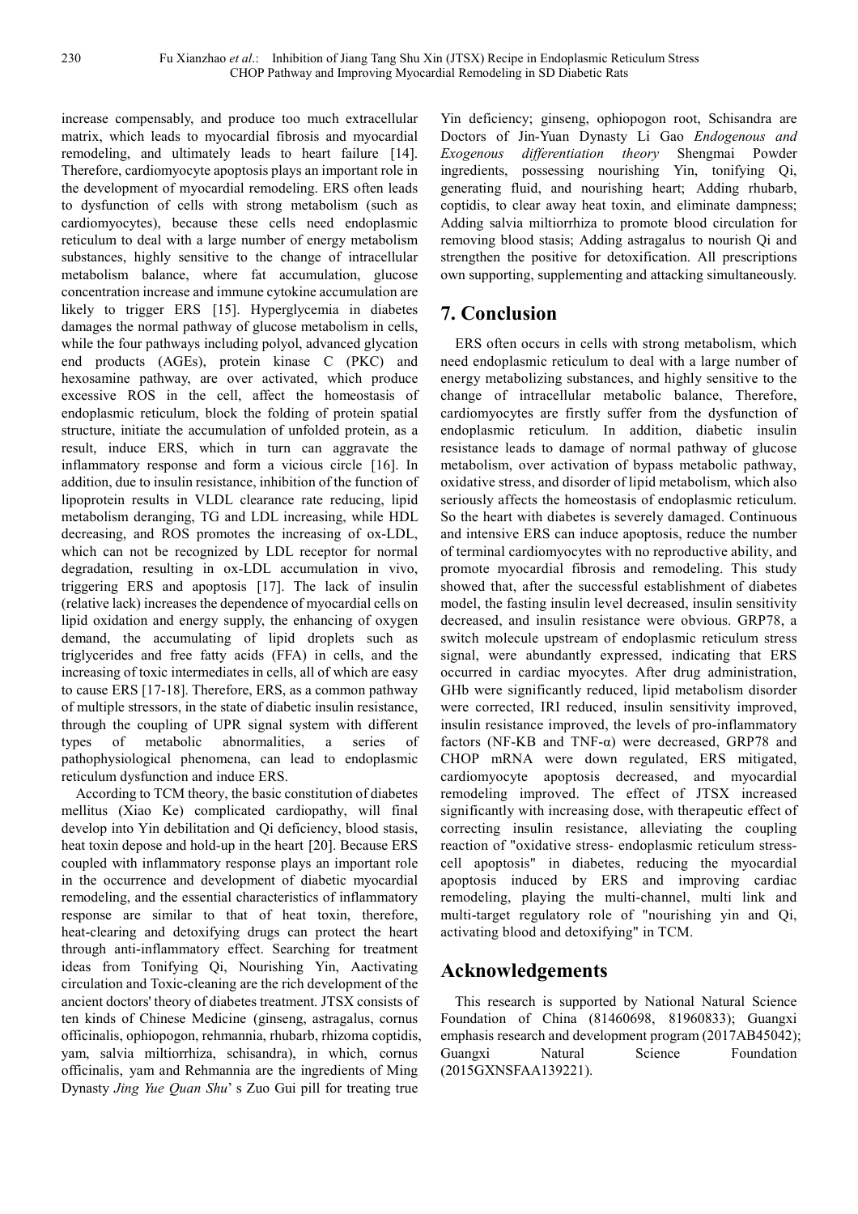increase compensably, and produce too much extracellular matrix, which leads to myocardial fibrosis and myocardial remodeling, and ultimately leads to heart failure [14]. Therefore, cardiomyocyte apoptosis plays an important role in the development of myocardial remodeling. ERS often leads to dysfunction of cells with strong metabolism (such as cardiomyocytes), because these cells need endoplasmic reticulum to deal with a large number of energy metabolism substances, highly sensitive to the change of intracellular metabolism balance, where fat accumulation, glucose concentration increase and immune cytokine accumulation are likely to trigger ERS [15]. Hyperglycemia in diabetes damages the normal pathway of glucose metabolism in cells, while the four pathways including polyol, advanced glycation end products (AGEs), protein kinase C (PKC) and hexosamine pathway, are over activated, which produce excessive ROS in the cell, affect the homeostasis of endoplasmic reticulum, block the folding of protein spatial structure, initiate the accumulation of unfolded protein, as a result, induce ERS, which in turn can aggravate the inflammatory response and form a vicious circle [16]. In addition, due to insulin resistance, inhibition of the function of lipoprotein results in VLDL clearance rate reducing, lipid metabolism deranging, TG and LDL increasing, while HDL decreasing, and ROS promotes the increasing of ox-LDL, which can not be recognized by LDL receptor for normal degradation, resulting in ox-LDL accumulation in vivo, triggering ERS and apoptosis [17]. The lack of insulin (relative lack) increases the dependence of myocardial cells on lipid oxidation and energy supply, the enhancing of oxygen demand, the accumulating of lipid droplets such as triglycerides and free fatty acids (FFA) in cells, and the increasing of toxic intermediates in cells, all of which are easy to cause ERS [17-18]. Therefore, ERS, as a common pathway of multiple stressors, in the state of diabetic insulin resistance, through the coupling of UPR signal system with different types of metabolic abnormalities, a series of pathophysiological phenomena, can lead to endoplasmic reticulum dysfunction and induce ERS.

According to TCM theory, the basic constitution of diabetes mellitus (Xiao Ke) complicated cardiopathy, will final develop into Yin debilitation and Qi deficiency, blood stasis, heat toxin depose and hold-up in the heart [20]. Because ERS coupled with inflammatory response plays an important role in the occurrence and development of diabetic myocardial remodeling, and the essential characteristics of inflammatory response are similar to that of heat toxin, therefore, heat-clearing and detoxifying drugs can protect the heart through anti-inflammatory effect. Searching for treatment ideas from Tonifying Qi, Nourishing Yin, Aactivating circulation and Toxic-cleaning are the rich development of the ancient doctors' theory of diabetes treatment. JTSX consists of ten kinds of Chinese Medicine (ginseng, astragalus, cornus officinalis, ophiopogon, rehmannia, rhubarb, rhizoma coptidis, yam, salvia miltiorrhiza, schisandra), in which, cornus officinalis, yam and Rehmannia are the ingredients of Ming Dynasty *Jing Yue Quan Shu*' s Zuo Gui pill for treating true Yin deficiency; ginseng, ophiopogon root, Schisandra are Doctors of Jin-Yuan Dynasty Li Gao *Endogenous and Exogenous differentiation theory* Shengmai Powder ingredients, possessing nourishing Yin, tonifying Qi, generating fluid, and nourishing heart; Adding rhubarb, coptidis, to clear away heat toxin, and eliminate dampness; Adding salvia miltiorrhiza to promote blood circulation for removing blood stasis; Adding astragalus to nourish Qi and strengthen the positive for detoxification. All prescriptions own supporting, supplementing and attacking simultaneously.

# 7. Conclusion

ERS often occurs in cells with strong metabolism, which need endoplasmic reticulum to deal with a large number of energy metabolizing substances, and highly sensitive to the change of intracellular metabolic balance, Therefore, cardiomyocytes are firstly suffer from the dysfunction of endoplasmic reticulum. In addition, diabetic insulin resistance leads to damage of normal pathway of glucose metabolism, over activation of bypass metabolic pathway, oxidative stress, and disorder of lipid metabolism, which also seriously affects the homeostasis of endoplasmic reticulum. So the heart with diabetes is severely damaged. Continuous and intensive ERS can induce apoptosis, reduce the number of terminal cardiomyocytes with no reproductive ability, and promote myocardial fibrosis and remodeling. This study showed that, after the successful establishment of diabetes model, the fasting insulin level decreased, insulin sensitivity decreased, and insulin resistance were obvious. GRP78, a switch molecule upstream of endoplasmic reticulum stress signal, were abundantly expressed, indicating that ERS occurred in cardiac myocytes. After drug administration, GHb were significantly reduced, lipid metabolism disorder were corrected, IRI reduced, insulin sensitivity improved, insulin resistance improved, the levels of pro-inflammatory factors (NF-KB and TNF-α) were decreased, GRP78 and CHOP mRNA were down regulated, ERS mitigated, cardiomyocyte apoptosis decreased, and myocardial remodeling improved. The effect of JTSX increased significantly with increasing dose, with therapeutic effect of correcting insulin resistance, alleviating the coupling reaction of "oxidative stress- endoplasmic reticulum stress-cell apoptosis" in diabetes, reducing the myocardial apoptosis induced by ERS and improving cardiac remodeling, playing the multi-channel, multi link and multi-target regulatory role of "nourishing yin and Qi, activating blood and detoxifying" in TCM.

# Acknowledgements

This research is supported by National Natural Science Foundation of China (81460698, 81960833); Guangxi emphasis research and development program (2017AB45042); Guangxi Natural Science Foundation (2015GXNSFAA139221).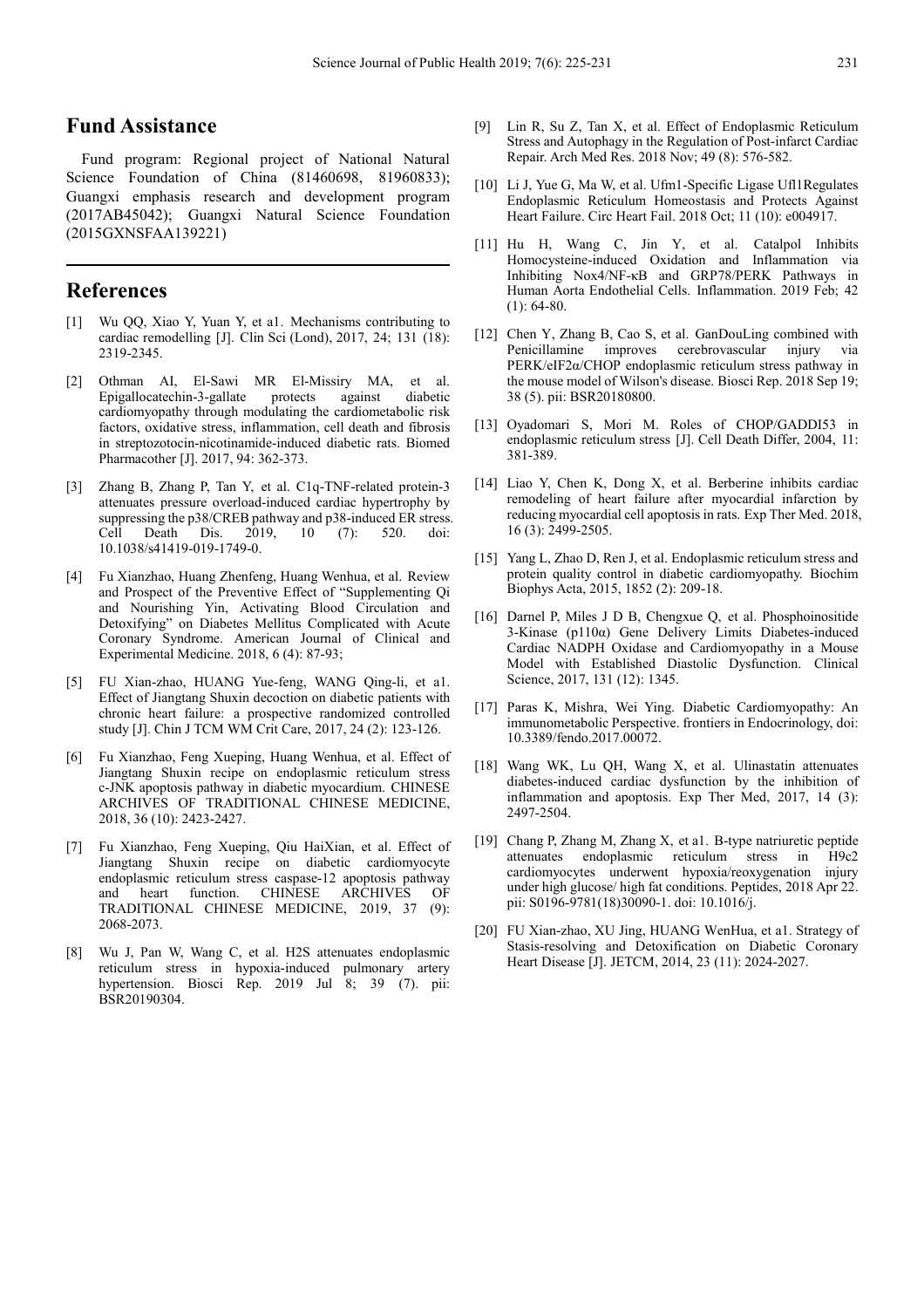## Fund Assistance

Fund program: Regional project of National Natural Science Foundation of China (81460698, 81960833); Guangxi emphasis research and development program (2017AB45042); Guangxi Natural Science Foundation (2015GXNSFAA139221)

## References

[1] Wu QQ, Xiao Y, Yuan Y, et a1. Mechanisms contributing to cardiac remodelling [J]. Clin Sci (Lond), 2017, 24; 131 (18): 2319-2345.

[2] Othman AI, El-Sawi MR El-Missiry MA, et al. Epigallocatechin-3-gallate protects against diabetic cardiomyopathy through modulating the cardiometabolic risk factors, oxidative stress, inflammation, cell death and fibrosis in streptozotocin-nicotinamide-induced diabetic rats. Biomed Pharmacother [J]. 2017, 94: 362-373.

[3] Zhang B, Zhang P, Tan Y, et al. C1q-TNF-related protein-3 attenuates pressure overload-induced cardiac hypertrophy by suppressing the p38/CREB pathway and p38-induced ER stress. Cell Death Dis. 2019, 10 (7): 520. doi: 10.1038/s41419-019-1749-0.

[4] Fu Xianzhao, Huang Zhenfeng, Huang Wenhua, et al. Review and Prospect of the Preventive Effect of "Supplementing Qi and Nourishing Yin, Activating Blood Circulation and Detoxifying" on Diabetes Mellitus Complicated with Acute Coronary Syndrome. American Journal of Clinical and Experimental Medicine. 2018, 6 (4): 87-93;

[5] FU Xian-zhao, HUANG Yue-feng, WANG Qing-li, et a1. Effect of Jiangtang Shuxin decoction on diabetic patients with chronic heart failure: a prospective randomized controlled study [J]. Chin J TCM WM Crit Care, 2017, 24 (2): 123-126.

[6] Fu Xianzhao, Feng Xueping, Huang Wenhua, et al. Effect of Jiangtang Shuxin recipe on endoplasmic reticulum stress c-JNK apoptosis pathway in diabetic myocardium. CHINESE ARCHIVES OF TRADITIONAL CHINESE MEDICINE, 2018, 36 (10): 2423-2427.

[7] Fu Xianzhao, Feng Xueping, Qiu HaiXian, et al. Effect of Jiangtang Shuxin recipe on diabetic cardiomyocyte endoplasmic reticulum stress caspase-12 apoptosis pathway and heart function. CHINESE ARCHIVES OF TRADITIONAL CHINESE MEDICINE, 2019, 37 (9): 2068-2073.

[8] Wu J, Pan W, Wang C, et al. H2S attenuates endoplasmic reticulum stress in hypoxia-induced pulmonary artery hypertension. Biosci Rep. 2019 Jul 8; 39 (7). pii: BSR20190304.

[9] Lin R, Su Z, Tan X, et al. Effect of Endoplasmic Reticulum Stress and Autophagy in the Regulation of Post-infarct Cardiac Repair. Arch Med Res. 2018 Nov; 49 (8): 576-582.

[10] Li J, Yue G, Ma W, et al. Ufm1-Specific Ligase Ufl1Regulates Endoplasmic Reticulum Homeostasis and Protects Against Heart Failure. Circ Heart Fail. 2018 Oct; 11 (10): e004917.

[11] Hu H, Wang C, Jin Y, et al. Catalpol Inhibits Homocysteine-induced Oxidation and Inflammation via Inhibiting Nox4/NF-κB and GRP78/PERK Pathways in Human Aorta Endothelial Cells. Inflammation. 2019 Feb; 42 (1): 64-80.

[12] Chen Y, Zhang B, Cao S, et al. GanDouLing combined with Penicillamine improves cerebrovascular injury via PERK/eIF2α/CHOP endoplasmic reticulum stress pathway in the mouse model of Wilson's disease. Biosci Rep. 2018 Sep 19; 38 (5). pii: BSR20180800.

[13] Oyadomari S, Mori M. Roles of CHOP/GADDI53 in endoplasmic reticulum stress [J]. Cell Death Differ, 2004, 11: 381-389.

[14] Liao Y, Chen K, Dong X, et al. Berberine inhibits cardiac remodeling of heart failure after myocardial infarction by reducing myocardial cell apoptosis in rats. Exp Ther Med. 2018, 16 (3): 2499-2505.

[15] Yang L, Zhao D, Ren J, et al. Endoplasmic reticulum stress and protein quality control in diabetic cardiomyopathy. Biochim Biophys Acta, 2015, 1852 (2): 209-18.

[16] Darnel P, Miles J D B, Chengxue Q, et al. Phosphoinositide 3-Kinase (p110α) Gene Delivery Limits Diabetes-induced Cardiac NADPH Oxidase and Cardiomyopathy in a Mouse Model with Established Diastolic Dysfunction. Clinical Science, 2017, 131 (12): 1345.

[17] Paras K, Mishra, Wei Ying. Diabetic Cardiomyopathy: An immunometabolic Perspective. frontiers in Endocrinology, doi: 10.3389/fendo.2017.00072.

[18] Wang WK, Lu QH, Wang X, et al. Ulinastatin attenuates diabetes-induced cardiac dysfunction by the inhibition of inflammation and apoptosis. Exp Ther Med, 2017, 14 (3): 2497-2504.

[19] Chang P, Zhang M, Zhang X, et a1. B-type natriuretic peptide attenuates endoplasmic reticulum stress in H9c2 cardiomyocytes underwent hypoxia/reoxygenation injury under high glucose/ high fat conditions. Peptides, 2018 Apr 22. pii: S0196-9781(18)30090-1. doi: 10.1016/j.

[20] FU Xian-zhao, XU Jing, HUANG WenHua, et a1. Strategy of Stasis-resolving and Detoxification on Diabetic Coronary Heart Disease [J]. JETCM, 2014, 23 (11): 2024-2027.